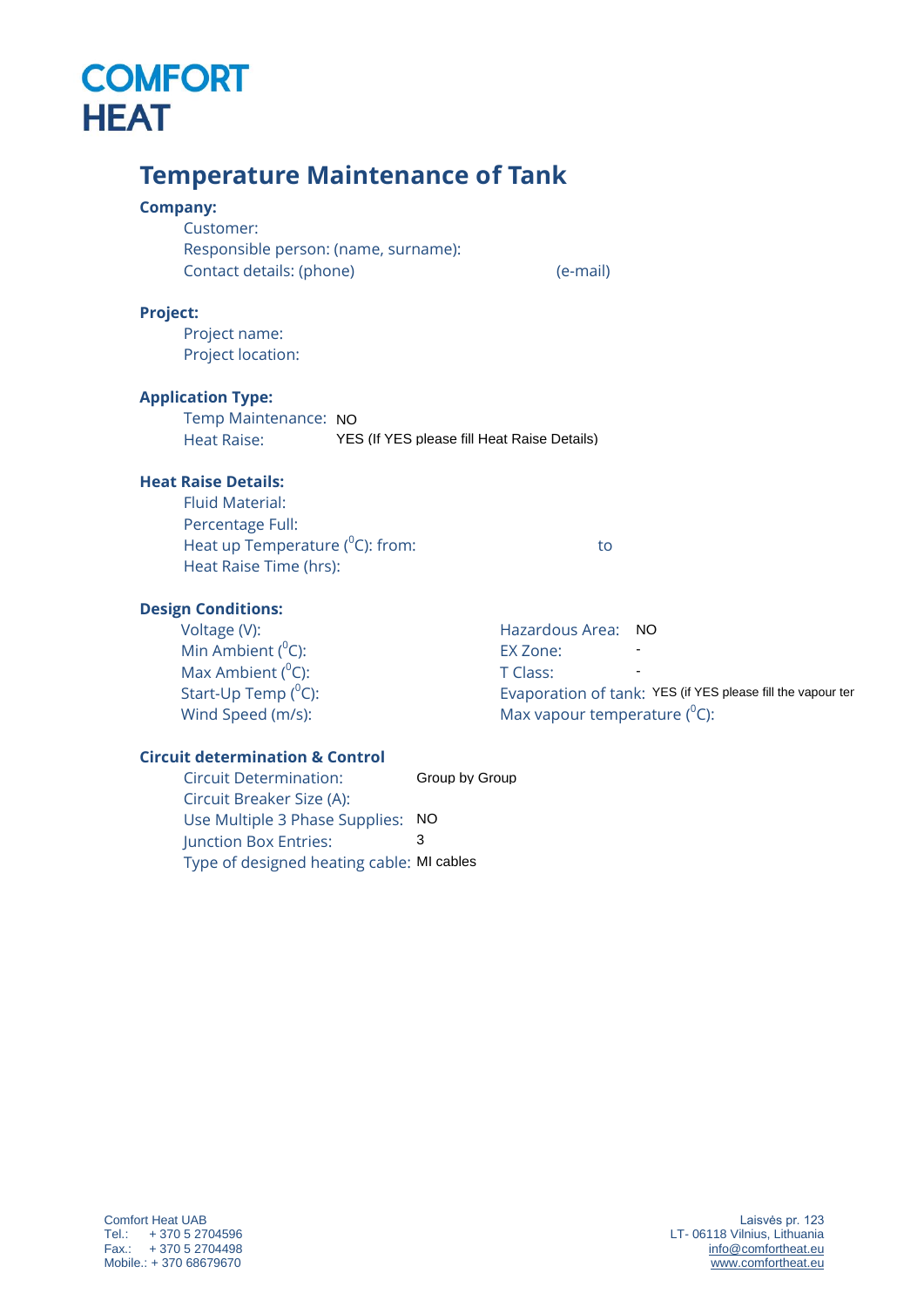# COMFORT HEAT

## Temperature Maintenance of Tank

**Company:**

Customer:

Responsible person: (name, surname):

Contact details: (phone) (e-mail)

**Project:**

Project name:

Project location:

**Application Type:**

Temp Maintenance: NO

Heat Raise: YES (If YES please fill Heat Raise Details)

**Heat Raise Details:**

Fluid Material:

Percentage Full:

Heat up Temperature ($^{0}$C): from: to

Heat Raise Time (hrs):

**Design Conditions:**

Voltage (V):

Min Ambient ($^{0}$C):

Max Ambient ($^{0}$C):

Start-Up Temp ($^{0}$C):

Wind Speed (m/s):

Hazardous Area: NO

EX Zone: -

T Class: -

Evaporation of tank: YES (if YES please fill the vapour ter

Max vapour temperature ($^{0}$C):

**Circuit determination & Control**

Circuit Determination: Group by Group

Circuit Breaker Size (A):

Use Multiple 3 Phase Supplies: NO

Junction Box Entries: 3

Type of designed heating cable: MI cables

Comfort Heat UAB
Tel.: + 370 5 2704596
Fax.: + 370 5 2704498
Mobile.: + 370 68679670

Laisvės pr. 123
LT- 06118 Vilnius, Lithuania
info@comfortheat.eu
www.comfortheat.eu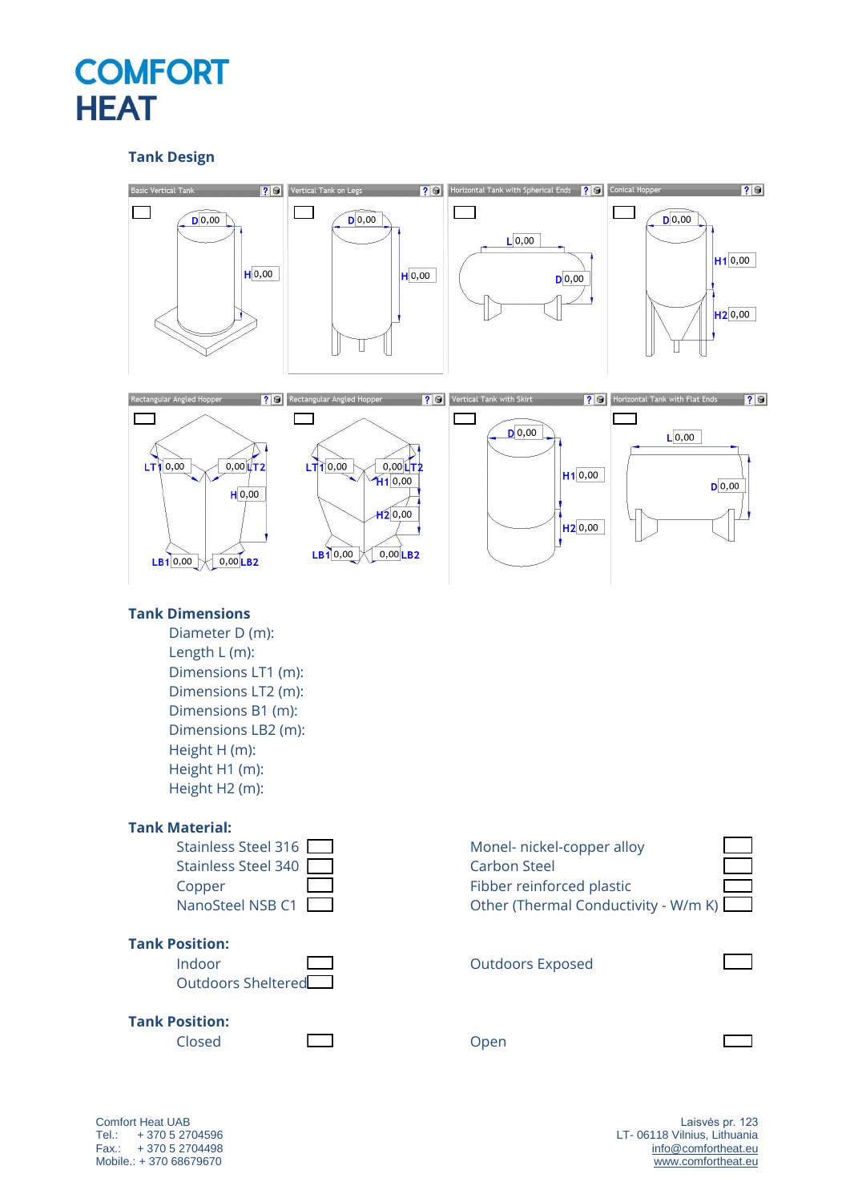# COMFORT HEAT

## Tank Design

Basic Vertical Tank — D 0,00 — H 0,00

Vertical Tank on Legs — D 0,00 — H 0,00

Horizontal Tank with Spherical Ends — L 0,00 — D 0,00

Conical Hopper — D 0,00 — H1 0,00 — H2 0,00

Rectangular Angled Hopper — LT1 0,00 — LT2 0,00 — H 0,00 — LB1 0,00 — LB2 0,00

Rectangular Angled Hopper — LT1 0,00 — LT2 0,00 — H1 0,00 — H2 0,00 — LB1 0,00 — LB2 0,00

Vertical Tank with Skirt — D 0,00 — H1 0,00 — H2 0,00

Horizontal Tank with Flat Ends — L 0,00 — D 0,00

## Tank Dimensions

- Diameter D (m):
- Length L (m):
- Dimensions LT1 (m):
- Dimensions LT2 (m):
- Dimensions B1 (m):
- Dimensions LB2 (m):
- Height H (m):
- Height H1 (m):
- Height H2 (m):

## Tank Material:

| | | | |
|---|---|---|---|
| Stainless Steel 316 | ☐ | Monel- nickel-copper alloy | ☐ |
| Stainless Steel 340 | ☐ | Carbon Steel | ☐ |
| Copper | ☐ | Fibber reinforced plastic | ☐ |
| NanoSteel NSB C1 | ☐ | Other (Thermal Conductivity - W/m K) | ☐ |

## Tank Position:

| | | | |
|---|---|---|---|
| Indoor | ☐ | Outdoors Exposed | ☐ |
| Outdoors Sheltered | ☐ | | |

## Tank Position:

| | | | |
|---|---|---|---|
| Closed | ☐ | Open | ☐ |

Comfort Heat UAB
Tel.: + 370 5 2704596
Fax.: + 370 5 2704498
Mobile.: + 370 68679670

Laisvės pr. 123
LT- 06118 Vilnius, Lithuania
info@comfortheat.eu
www.comfortheat.eu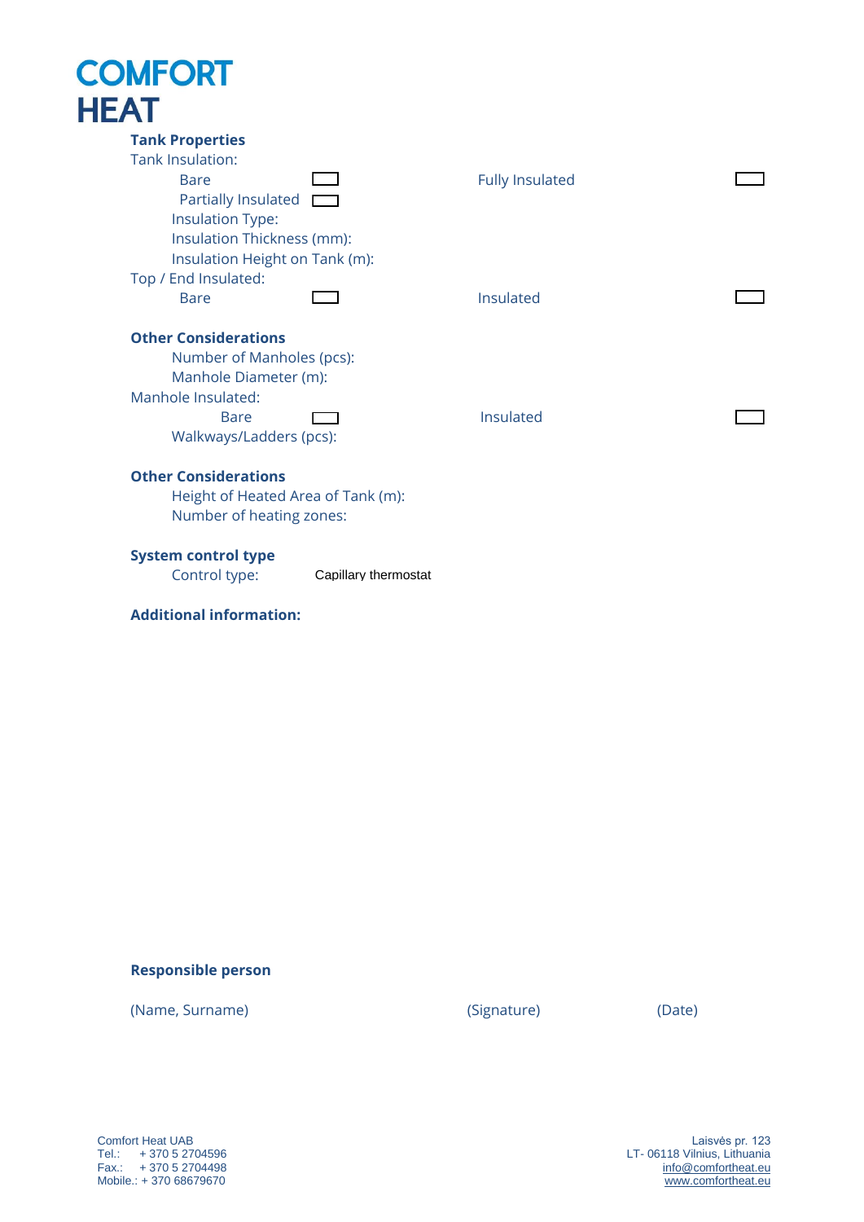# COMFORT HEAT

**Tank Properties**

Tank Insulation:

- Bare ☐ Fully Insulated ☐
- Partially Insulated ☐

Insulation Type:

Insulation Thickness (mm):

Insulation Height on Tank (m):

Top / End Insulated:

- Bare ☐ Insulated ☐

**Other Considerations**

Number of Manholes (pcs):

Manhole Diameter (m):

Manhole Insulated:

- Bare ☐ Insulated ☐

Walkways/Ladders (pcs):

**Other Considerations**

Height of Heated Area of Tank (m):

Number of heating zones:

**System control type**

Control type: Capillary thermostat

**Additional information:**

**Responsible person**

(Name, Surname) (Signature) (Date)

Comfort Heat UAB
Tel.: + 370 5 2704596
Fax.: + 370 5 2704498
Mobile.: + 370 68679670

Laisvės pr. 123
LT- 06118 Vilnius, Lithuania
info@comfortheat.eu
www.comfortheat.eu